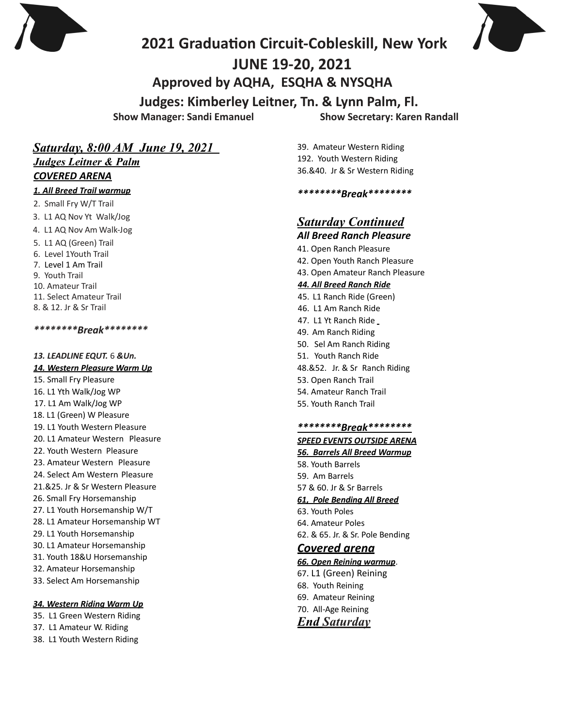# 2021 Graduation Circuit-Cobleskill, New York

## JUNE 19-20, 2021

### Approved by AQHA, ESQHA & NYSQHA

### Judges: Kimberley Leitner, Tn. & Lynn Palm, Fl.

**Show Manager: Sandi Emanuel** **Show Secretary: Karen Randall**

## *Saturday, 8:00 AM June 19, 2021*

### *Judges Leitner & Palm*

### *COVERED ARENA*

***1. All Breed Trail warmup***

2. Small Fry W/T Trail
3. L1 AQ Nov Yt Walk/Jog
4. L1 AQ Nov Am Walk-Jog
5. L1 AQ (Green) Trail
6. Level 1Youth Trail
7. Level 1 Am Trail
9. Youth Trail
10. Amateur Trail
11. Select Amateur Trail

8. & 12. Jr & Sr Trail

***********Break*********

*13. LEADLINE EQUT.* 6 *&Un.*

***14. Western Pleasure Warm Up***

15. Small Fry Pleasure
16. L1 Yth Walk/Jog WP
17. L1 Am Walk/Jog WP
18. L1 (Green) W Pleasure
19. L1 Youth Western Pleasure
20. L1 Amateur Western Pleasure
22. Youth Western Pleasure
23. Amateur Western Pleasure
24. Select Am Western Pleasure

21.&25. Jr & Sr Western Pleasure

26. Small Fry Horsemanship
27. L1 Youth Horsemanship W/T
28. L1 Amateur Horsemanship WT
29. L1 Youth Horsemanship
30. L1 Amateur Horsemanship
31. Youth 18&U Horsemanship
32. Amateur Horsemanship
33. Select Am Horsemanship

***34. Western Riding Warm Up***

35. L1 Green Western Riding
37. L1 Amateur W. Riding
38. L1 Youth Western Riding
39. Amateur Western Riding

192. Youth Western Riding

36.&40. Jr & Sr Western Riding

***********Break*********

## *Saturday Continued*

### *All Breed Ranch Pleasure*

41. Open Ranch Pleasure
42. Open Youth Ranch Pleasure
43. Open Amateur Ranch Pleasure

***44. All Breed Ranch Ride***

45. L1 Ranch Ride (Green)
46. L1 Am Ranch Ride
47. L1 Yt Ranch Ride
49. Am Ranch Riding
50. Sel Am Ranch Riding
51. Youth Ranch Ride

48.&52. Jr. & Sr Ranch Riding

53. Open Ranch Trail
54. Amateur Ranch Trail
55. Youth Ranch Trail

***********Break*********

***SPEED EVENTS OUTSIDE ARENA***

***56. Barrels All Breed Warmup***

58. Youth Barrels
59. Am Barrels

57 & 60. Jr & Sr Barrels

***61, Pole Bending All Breed***

63. Youth Poles
64. Amateur Poles

62. & 65. Jr. & Sr. Pole Bending

### *Covered arena*

***66. Open Reining warmup***.

67. L1 (Green) Reining
68. Youth Reining
69. Amateur Reining
70. All-Age Reining

## *End Saturday*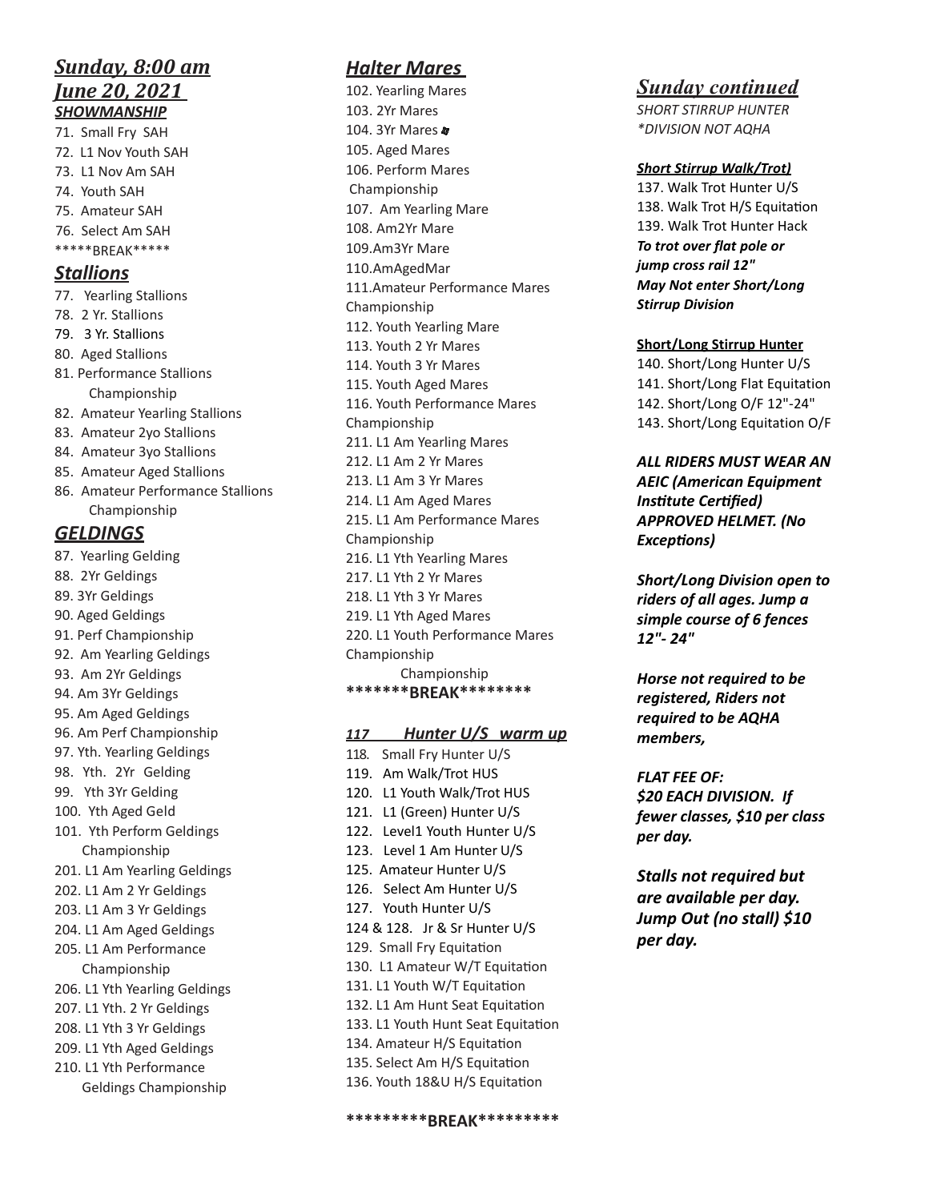## *Sunday, 8:00 am June 20, 2021*

***SHOWMANSHIP***

71. Small Fry SAH
72. L1 Nov Youth SAH
73. L1 Nov Am SAH
74. Youth SAH
75. Amateur SAH
76. Select Am SAH

*****BREAK*****

## *Stallions*

77. Yearling Stallions
78. 2 Yr. Stallions
79. 3 Yr. Stallions
80. Aged Stallions
81. Performance Stallions Championship
82. Amateur Yearling Stallions
83. Amateur 2yo Stallions
84. Amateur 3yo Stallions
85. Amateur Aged Stallions
86. Amateur Performance Stallions Championship

## *GELDINGS*

87. Yearling Gelding
88. 2Yr Geldings
89. 3Yr Geldings
90. Aged Geldings
91. Perf Championship
92. Am Yearling Geldings
93. Am 2Yr Geldings
94. Am 3Yr Geldings
95. Am Aged Geldings
96. Am Perf Championship
97. Yth. Yearling Geldings
98. Yth. 2Yr Gelding
99. Yth 3Yr Gelding
100. Yth Aged Geld
101. Yth Perform Geldings Championship
201. L1 Am Yearling Geldings
202. L1 Am 2 Yr Geldings
203. L1 Am 3 Yr Geldings
204. L1 Am Aged Geldings
205. L1 Am Performance Championship
206. L1 Yth Yearling Geldings
207. L1 Yth. 2 Yr Geldings
208. L1 Yth 3 Yr Geldings
209. L1 Yth Aged Geldings
210. L1 Yth Performance Geldings Championship

## *Halter Mares*

102. Yearling Mares
103. 2Yr Mares
104. 3Yr Mares
105. Aged Mares
106. Perform Mares Championship
107. Am Yearling Mare
108. Am2Yr Mare
109. Am3Yr Mare
110. AmAgedMar
111. Amateur Performance Mares Championship
112. Youth Yearling Mare
113. Youth 2 Yr Mares
114. Youth 3 Yr Mares
115. Youth Aged Mares
116. Youth Performance Mares Championship
211. L1 Am Yearling Mares
212. L1 Am 2 Yr Mares
213. L1 Am 3 Yr Mares
214. L1 Am Aged Mares
215. L1 Am Performance Mares Championship
216. L1 Yth Yearling Mares
217. L1 Yth 2 Yr Mares
218. L1 Yth 3 Yr Mares
219. L1 Yth Aged Mares
220. L1 Youth Performance Mares Championship

Championship

*******BREAK********

***117 Hunter U/S warm up***

118. Small Fry Hunter U/S
119. Am Walk/Trot HUS
120. L1 Youth Walk/Trot HUS
121. L1 (Green) Hunter U/S
122. Level1 Youth Hunter U/S
123. Level 1 Am Hunter U/S
125. Amateur Hunter U/S
126. Select Am Hunter U/S
127. Youth Hunter U/S

124 & 128. Jr & Sr Hunter U/S

129. Small Fry Equitation
130. L1 Amateur W/T Equitation
131. L1 Youth W/T Equitation
132. L1 Am Hunt Seat Equitation
133. L1 Youth Hunt Seat Equitation
134. Amateur H/S Equitation
135. Select Am H/S Equitation
136. Youth 18&U H/S Equitation

*********BREAK*********

## *Sunday continued*

*SHORT STIRRUP HUNTER*
*\*DIVISION NOT AQHA*

***Short Stirrup Walk/Trot)***

137. Walk Trot Hunter U/S
138. Walk Trot H/S Equitation
139. Walk Trot Hunter Hack

***To trot over flat pole or jump cross rail 12" May Not enter Short/Long Stirrup Division***

**Short/Long Stirrup Hunter**

140. Short/Long Hunter U/S
141. Short/Long Flat Equitation
142. Short/Long O/F 12"-24"
143. Short/Long Equitation O/F

***ALL RIDERS MUST WEAR AN AEIC (American Equipment Institute Certified) APPROVED HELMET. (No Exceptions)***

***Short/Long Division open to riders of all ages. Jump a simple course of 6 fences 12"- 24"***

***Horse not required to be registered, Riders not required to be AQHA members,***

***FLAT FEE OF: $20 EACH DIVISION. If fewer classes, $10 per class per day.***

***Stalls not required but are available per day. Jump Out (no stall) $10 per day.***